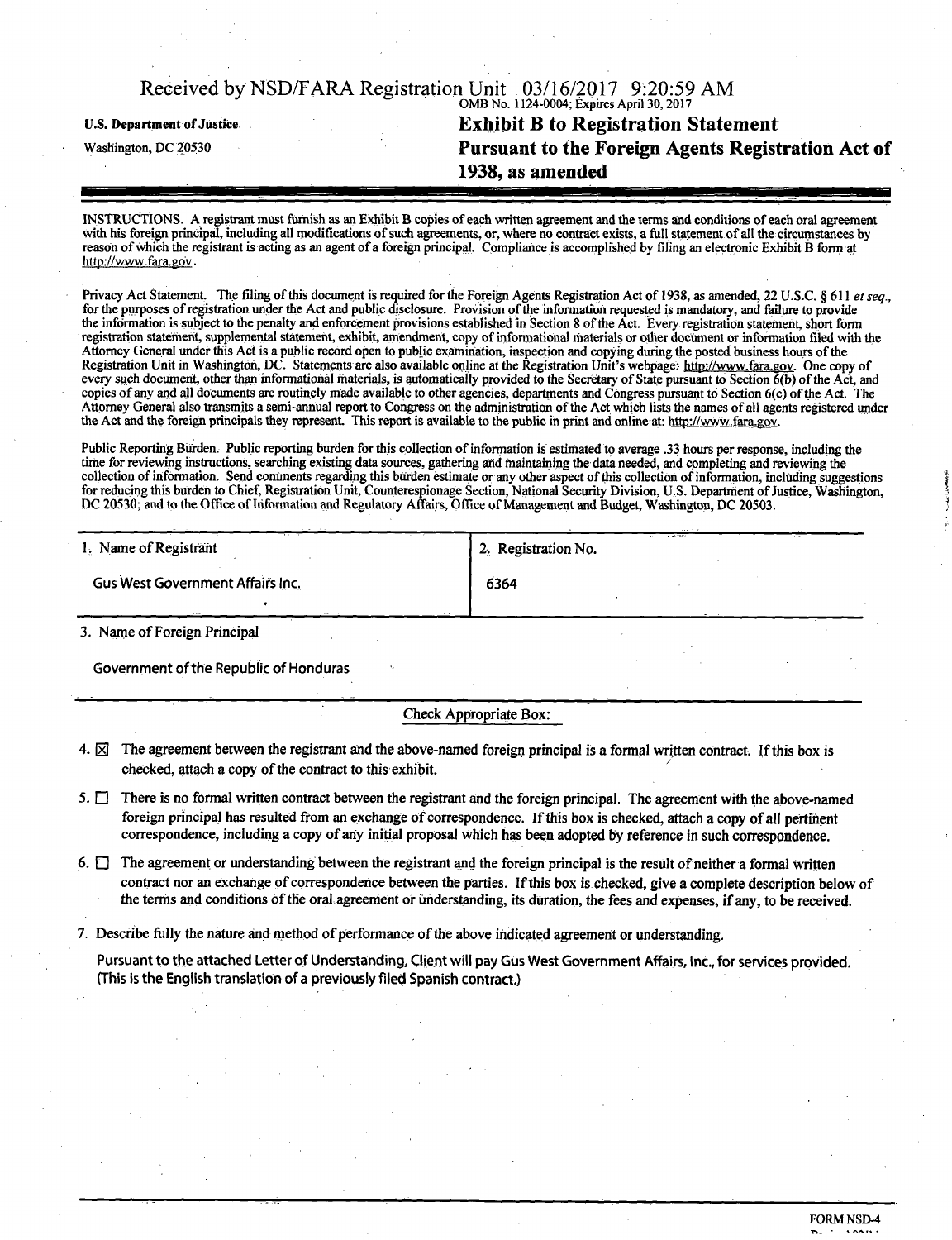Received by NSD/FARA Registration Unit 03/16/2017 9:20:59 AM

OMB No. 1124-0004; Expires April 30, 2017

**U.S. Department of Justice**

Washington, DC 20530

# Exhibit B to Registration Statement Pursuant to the Foreign Agents Registration Act of 1938, as amended

INSTRUCTIONS. A registrant must furnish as an Exhibit B copies of each written agreement and the terms and conditions of each oral agreement with his foreign principal, including all modifications of such agreements, or, where no contract exists, a full statement of all the circumstances by reason of which the registrant is acting as an agent of a foreign principal. Compliance is accomplished by filing an electronic Exhibit B form at http://www.fara.gov.

Privacy Act Statement. The filing of this document is required for the Foreign Agents Registration Act of 1938, as amended, 22 U.S.C. § 611 *et seq.*, for the purposes of registration under the Act and public disclosure. Provision of the information requested is mandatory, and failure to provide the information is subject to the penalty and enforcement provisions established in Section 8 of the Act. Every registration statement, short form registration statement, supplemental statement, exhibit, amendment, copy of informational materials or other document or information filed with the Attorney General under this Act is a public record open to public examination, inspection and copying during the posted business hours of the Registration Unit in Washington, DC. Statements are also available online at the Registration Unit's webpage: http://www.fara.gov. One copy of every such document, other than informational materials, is automatically provided to the Secretary of State pursuant to Section 6(b) of the Act, and copies of any and all documents are routinely made available to other agencies, departments and Congress pursuant to Section 6(c) of the Act. The Attorney General also transmits a semi-annual report to Congress on the administration of the Act which lists the names of all agents registered under the Act and the foreign principals they represent. This report is available to the public in print and online at: http://www.fara.gov.

Public Reporting Burden. Public reporting burden for this collection of information is estimated to average .33 hours per response, including the time for reviewing instructions, searching existing data sources, gathering and maintaining the data needed, and completing and reviewing the collection of information. Send comments regarding this burden estimate or any other aspect of this collection of information, including suggestions for reducing this burden to Chief, Registration Unit, Counterespionage Section, National Security Division, U.S. Department of Justice, Washington, DC 20530; and to the Office of Information and Regulatory Affairs, Office of Management and Budget, Washington, DC 20503.

| 1. Name of Registrant | 2. Registration No. |
|---|---|
| Gus West Government Affairs Inc. | 6364 |

3. Name of Foreign Principal

Government of the Republic of Honduras

Check Appropriate Box:

4. ☒ The agreement between the registrant and the above-named foreign principal is a formal written contract. If this box is checked, attach a copy of the contract to this exhibit.

5. ☐ There is no formal written contract between the registrant and the foreign principal. The agreement with the above-named foreign principal has resulted from an exchange of correspondence. If this box is checked, attach a copy of all pertinent correspondence, including a copy of any initial proposal which has been adopted by reference in such correspondence.

6. ☐ The agreement or understanding between the registrant and the foreign principal is the result of neither a formal written contract nor an exchange of correspondence between the parties. If this box is checked, give a complete description below of the terms and conditions of the oral agreement or understanding, its duration, the fees and expenses, if any, to be received.

7. Describe fully the nature and method of performance of the above indicated agreement or understanding.

Pursuant to the attached Letter of Understanding, Client will pay Gus West Government Affairs, Inc., for services provided. (This is the English translation of a previously filed Spanish contract.)

FORM NSD-4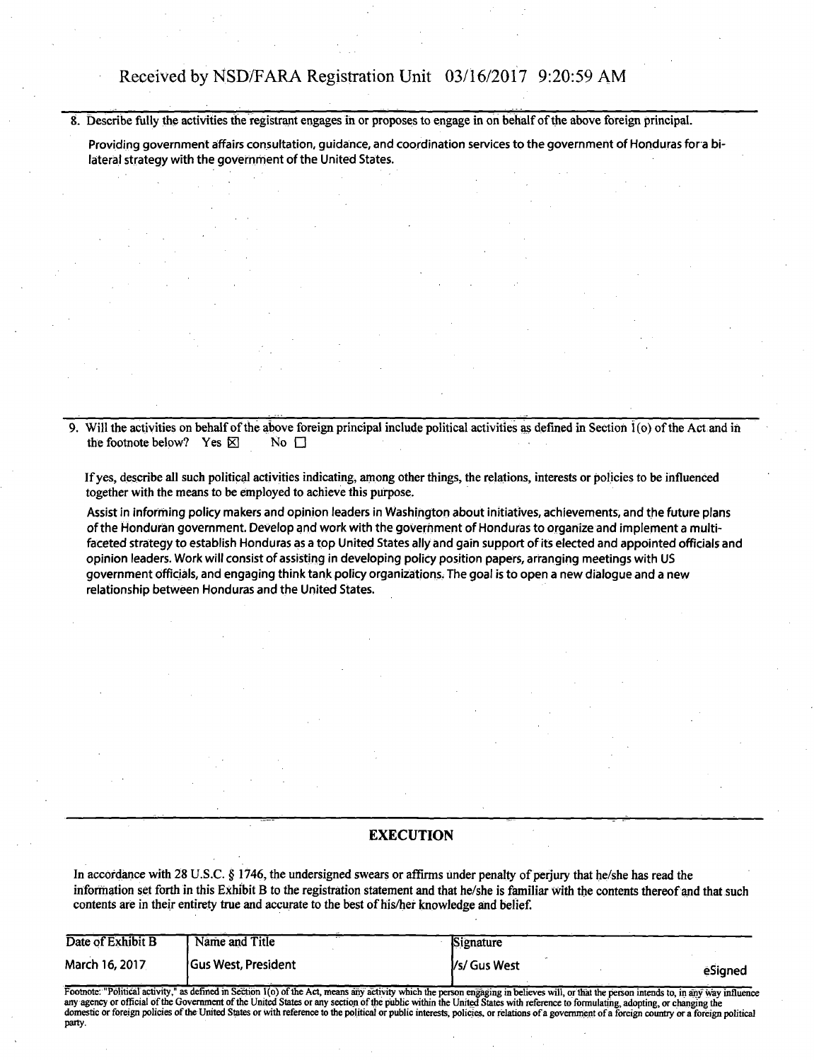8. Describe fully the activities the registrant engages in or proposes to engage in on behalf of the above foreign principal.

Providing government affairs consultation, guidance, and coordination services to the government of Honduras for a bi-lateral strategy with the government of the United States.

9. Will the activities on behalf of the above foreign principal include political activities as defined in Section 1(o) of the Act and in the footnote below? Yes ☒ No ☐

If yes, describe all such political activities indicating, among other things, the relations, interests or policies to be influenced together with the means to be employed to achieve this purpose.

Assist in informing policy makers and opinion leaders in Washington about initiatives, achievements, and the future plans of the Honduran government. Develop and work with the government of Honduras to organize and implement a multi-faceted strategy to establish Honduras as a top United States ally and gain support of its elected and appointed officials and opinion leaders. Work will consist of assisting in developing policy position papers, arranging meetings with US government officials, and engaging think tank policy organizations. The goal is to open a new dialogue and a new relationship between Honduras and the United States.

## EXECUTION

In accordance with 28 U.S.C. § 1746, the undersigned swears or affirms under penalty of perjury that he/she has read the information set forth in this Exhibit B to the registration statement and that he/she is familiar with the contents thereof and that such contents are in their entirety true and accurate to the best of his/her knowledge and belief.

| Date of Exhibit B | Name and Title | Signature |
|---|---|---|
| March 16, 2017 | Gus West, President | /s/ Gus West eSigned |

Footnote: "Political activity," as defined in Section 1(o) of the Act, means any activity which the person engaging in believes will, or that the person intends to, in any way influence any agency or official of the Government of the United States or any section of the public within the United States with reference to formulating, adopting, or changing the domestic or foreign policies of the United States or with reference to the political or public interests, policies, or relations of a government of a foreign country or a foreign political party.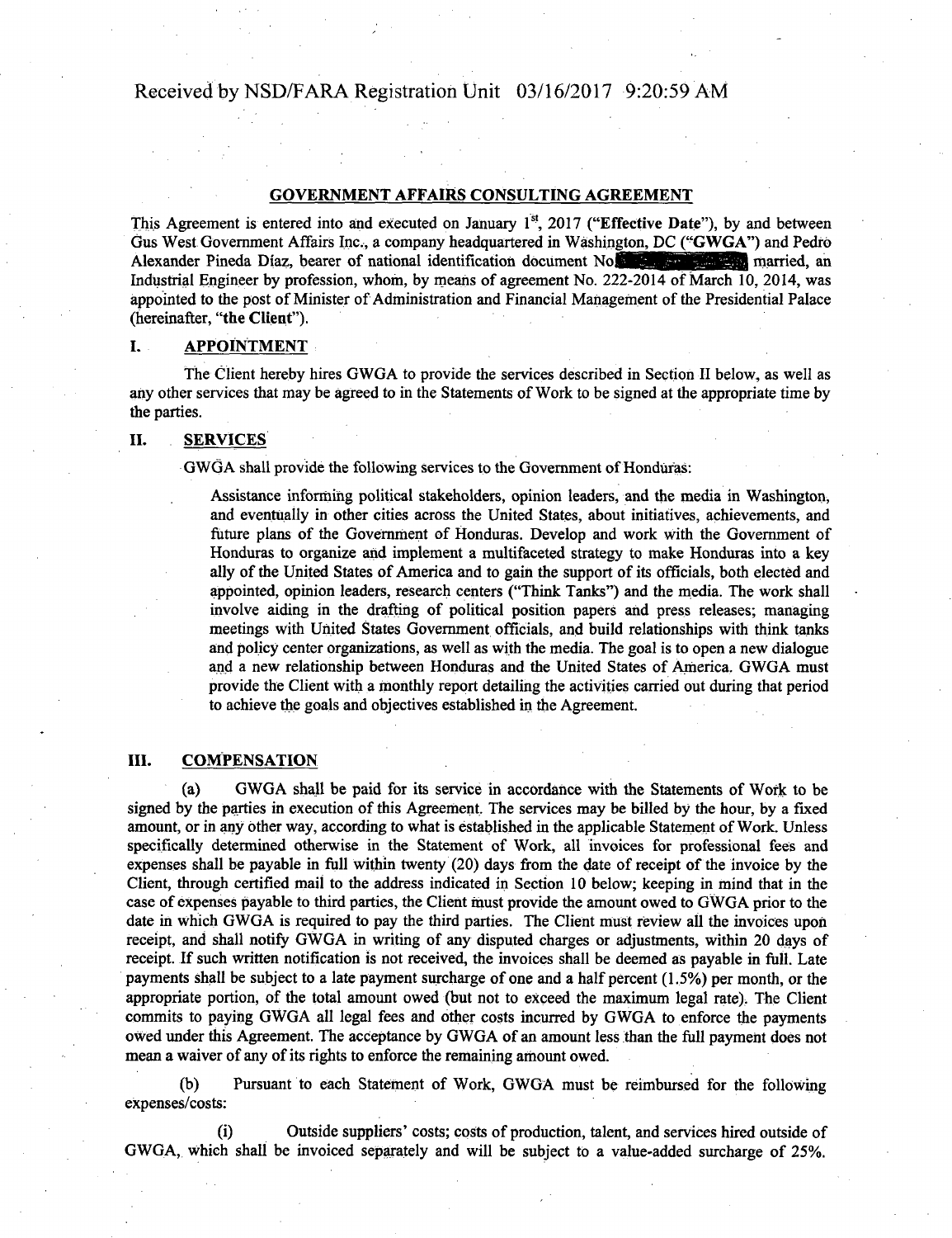## GOVERNMENT AFFAIRS CONSULTING AGREEMENT

This Agreement is entered into and executed on January 1st, 2017 (**"Effective Date"**), by and between Gus West Government Affairs Inc., a company headquartered in Washington, DC (**"GWGA"**) and Pedro Alexander Pineda Díaz, bearer of national identification document No. [redacted] married, an Industrial Engineer by profession, whom, by means of agreement No. 222-2014 of March 10, 2014, was appointed to the post of Minister of Administration and Financial Management of the Presidential Palace (hereinafter, **"the Client"**).

### I. APPOINTMENT

The Client hereby hires GWGA to provide the services described in Section II below, as well as any other services that may be agreed to in the Statements of Work to be signed at the appropriate time by the parties.

### II. SERVICES

GWGA shall provide the following services to the Government of Honduras:

> Assistance informing political stakeholders, opinion leaders, and the media in Washington, and eventually in other cities across the United States, about initiatives, achievements, and future plans of the Government of Honduras. Develop and work with the Government of Honduras to organize and implement a multifaceted strategy to make Honduras into a key ally of the United States of America and to gain the support of its officials, both elected and appointed, opinion leaders, research centers ("Think Tanks") and the media. The work shall involve aiding in the drafting of political position papers and press releases; managing meetings with United States Government officials, and build relationships with think tanks and policy center organizations, as well as with the media. The goal is to open a new dialogue and a new relationship between Honduras and the United States of America. GWGA must provide the Client with a monthly report detailing the activities carried out during that period to achieve the goals and objectives established in the Agreement.

### III. COMPENSATION

(a) GWGA shall be paid for its service in accordance with the Statements of Work to be signed by the parties in execution of this Agreement. The services may be billed by the hour, by a fixed amount, or in any other way, according to what is established in the applicable Statement of Work. Unless specifically determined otherwise in the Statement of Work, all invoices for professional fees and expenses shall be payable in full within twenty (20) days from the date of receipt of the invoice by the Client, through certified mail to the address indicated in Section 10 below; keeping in mind that in the case of expenses payable to third parties, the Client must provide the amount owed to GWGA prior to the date in which GWGA is required to pay the third parties. The Client must review all the invoices upon receipt, and shall notify GWGA in writing of any disputed charges or adjustments, within 20 days of receipt. If such written notification is not received, the invoices shall be deemed as payable in full. Late payments shall be subject to a late payment surcharge of one and a half percent (1.5%) per month, or the appropriate portion, of the total amount owed (but not to exceed the maximum legal rate). The Client commits to paying GWGA all legal fees and other costs incurred by GWGA to enforce the payments owed under this Agreement. The acceptance by GWGA of an amount less than the full payment does not mean a waiver of any of its rights to enforce the remaining amount owed.

(b) Pursuant to each Statement of Work, GWGA must be reimbursed for the following expenses/costs:

(i) Outside suppliers' costs; costs of production, talent, and services hired outside of GWGA, which shall be invoiced separately and will be subject to a value-added surcharge of 25%.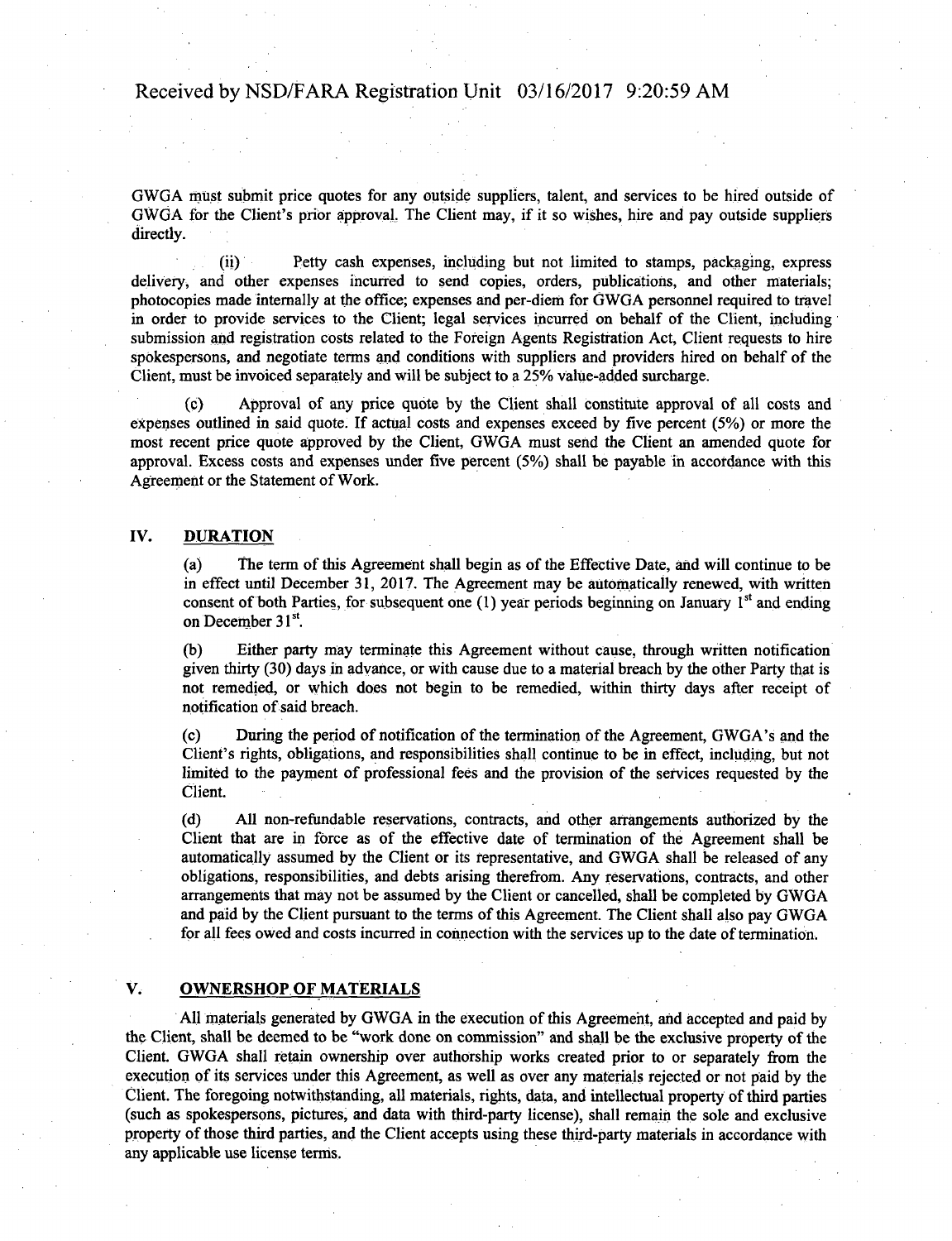GWGA must submit price quotes for any outside suppliers, talent, and services to be hired outside of GWGA for the Client's prior approval. The Client may, if it so wishes, hire and pay outside suppliers directly.

(ii) Petty cash expenses, including but not limited to stamps, packaging, express delivery, and other expenses incurred to send copies, orders, publications, and other materials; photocopies made internally at the office; expenses and per-diem for GWGA personnel required to travel in order to provide services to the Client; legal services incurred on behalf of the Client, including submission and registration costs related to the Foreign Agents Registration Act, Client requests to hire spokespersons, and negotiate terms and conditions with suppliers and providers hired on behalf of the Client, must be invoiced separately and will be subject to a 25% value-added surcharge.

(c) Approval of any price quote by the Client shall constitute approval of all costs and expenses outlined in said quote. If actual costs and expenses exceed by five percent (5%) or more the most recent price quote approved by the Client, GWGA must send the Client an amended quote for approval. Excess costs and expenses under five percent (5%) shall be payable in accordance with this Agreement or the Statement of Work.

## IV. DURATION

(a) The term of this Agreement shall begin as of the Effective Date, and will continue to be in effect until December 31, 2017. The Agreement may be automatically renewed, with written consent of both Parties, for subsequent one (1) year periods beginning on January 1st and ending on December 31st.

(b) Either party may terminate this Agreement without cause, through written notification given thirty (30) days in advance, or with cause due to a material breach by the other Party that is not remedied, or which does not begin to be remedied, within thirty days after receipt of notification of said breach.

(c) During the period of notification of the termination of the Agreement, GWGA's and the Client's rights, obligations, and responsibilities shall continue to be in effect, including, but not limited to the payment of professional fees and the provision of the services requested by the Client.

(d) All non-refundable reservations, contracts, and other arrangements authorized by the Client that are in force as of the effective date of termination of the Agreement shall be automatically assumed by the Client or its representative, and GWGA shall be released of any obligations, responsibilities, and debts arising therefrom. Any reservations, contracts, and other arrangements that may not be assumed by the Client or cancelled, shall be completed by GWGA and paid by the Client pursuant to the terms of this Agreement. The Client shall also pay GWGA for all fees owed and costs incurred in connection with the services up to the date of termination.

## V. OWNERSHOP OF MATERIALS

All materials generated by GWGA in the execution of this Agreement, and accepted and paid by the Client, shall be deemed to be "work done on commission" and shall be the exclusive property of the Client. GWGA shall retain ownership over authorship works created prior to or separately from the execution of its services under this Agreement, as well as over any materials rejected or not paid by the Client. The foregoing notwithstanding, all materials, rights, data, and intellectual property of third parties (such as spokespersons, pictures, and data with third-party license), shall remain the sole and exclusive property of those third parties, and the Client accepts using these third-party materials in accordance with any applicable use license terms.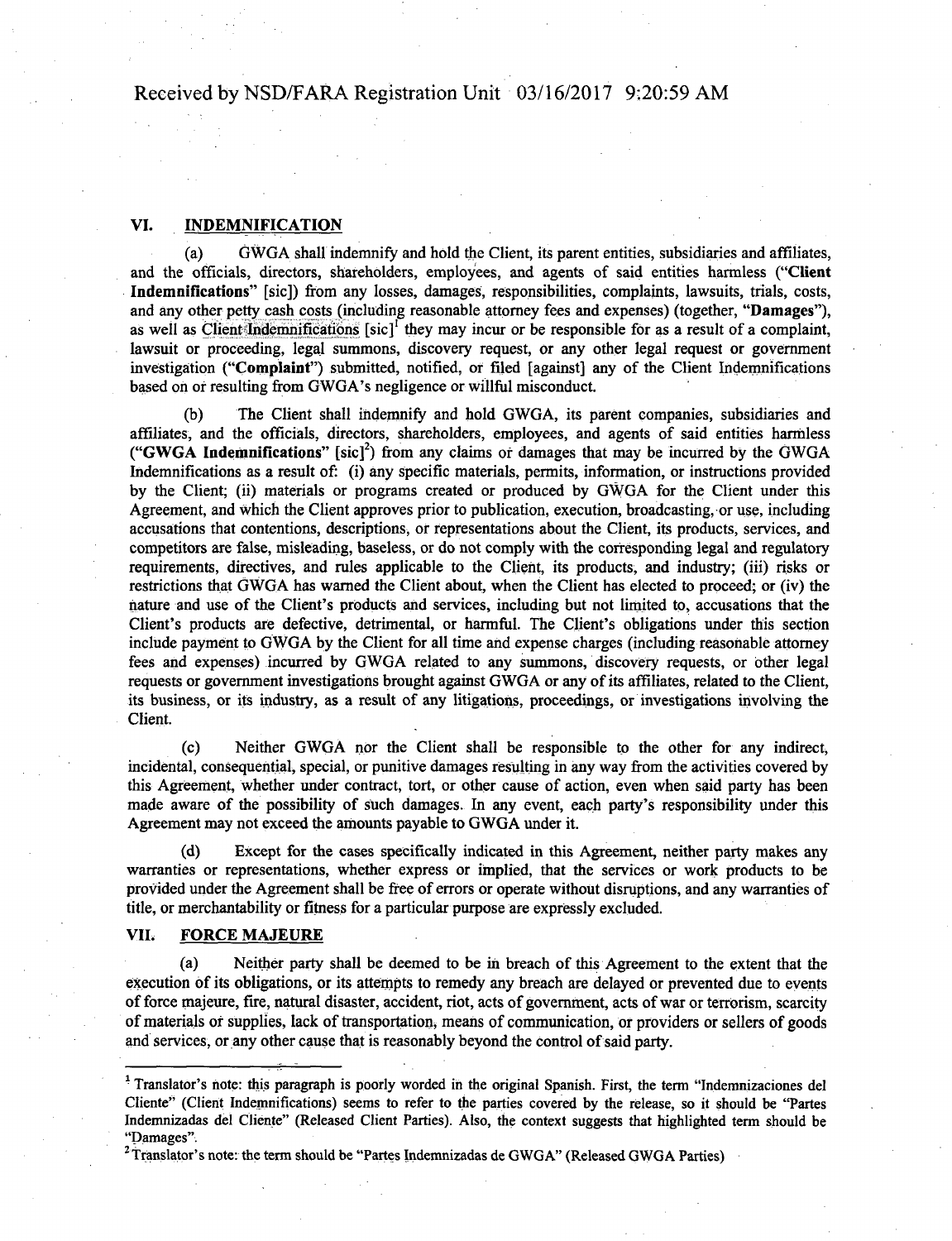## VI. INDEMNIFICATION

(a) GWGA shall indemnify and hold the Client, its parent entities, subsidiaries and affiliates, and the officials, directors, shareholders, employees, and agents of said entities harmless ("**Client Indemnifications**" [sic]) from any losses, damages, responsibilities, complaints, lawsuits, trials, costs, and any other petty cash costs (including reasonable attorney fees and expenses) (together, "**Damages**"), as well as Client Indemnifications [sic][1] they may incur or be responsible for as a result of a complaint, lawsuit or proceeding, legal summons, discovery request, or any other legal request or government investigation ("**Complaint**") submitted, notified, or filed [against] any of the Client Indemnifications based on or resulting from GWGA's negligence or willful misconduct.

(b) The Client shall indemnify and hold GWGA, its parent companies, subsidiaries and affiliates, and the officials, directors, shareholders, employees, and agents of said entities harmless ("**GWGA Indemnifications**" [sic][2]) from any claims or damages that may be incurred by the GWGA Indemnifications as a result of: (i) any specific materials, permits, information, or instructions provided by the Client; (ii) materials or programs created or produced by GWGA for the Client under this Agreement, and which the Client approves prior to publication, execution, broadcasting, or use, including accusations that contentions, descriptions, or representations about the Client, its products, services, and competitors are false, misleading, baseless, or do not comply with the corresponding legal and regulatory requirements, directives, and rules applicable to the Client, its products, and industry; (iii) risks or restrictions that GWGA has warned the Client about, when the Client has elected to proceed; or (iv) the nature and use of the Client's products and services, including but not limited to, accusations that the Client's products are defective, detrimental, or harmful. The Client's obligations under this section include payment to GWGA by the Client for all time and expense charges (including reasonable attorney fees and expenses) incurred by GWGA related to any summons, discovery requests, or other legal requests or government investigations brought against GWGA or any of its affiliates, related to the Client, its business, or its industry, as a result of any litigations, proceedings, or investigations involving the Client.

(c) Neither GWGA nor the Client shall be responsible to the other for any indirect, incidental, consequential, special, or punitive damages resulting in any way from the activities covered by this Agreement, whether under contract, tort, or other cause of action, even when said party has been made aware of the possibility of such damages. In any event, each party's responsibility under this Agreement may not exceed the amounts payable to GWGA under it.

(d) Except for the cases specifically indicated in this Agreement, neither party makes any warranties or representations, whether express or implied, that the services or work products to be provided under the Agreement shall be free of errors or operate without disruptions, and any warranties of title, or merchantability or fitness for a particular purpose are expressly excluded.

## VII. FORCE MAJEURE

(a) Neither party shall be deemed to be in breach of this Agreement to the extent that the execution of its obligations, or its attempts to remedy any breach are delayed or prevented due to events of force majeure, fire, natural disaster, accident, riot, acts of government, acts of war or terrorism, scarcity of materials or supplies, lack of transportation, means of communication, or providers or sellers of goods and services, or any other cause that is reasonably beyond the control of said party.

---

[1] Translator's note: this paragraph is poorly worded in the original Spanish. First, the term "Indemnizaciones del Cliente" (Client Indemnifications) seems to refer to the parties covered by the release, so it should be "Partes Indemnizadas del Cliente" (Released Client Parties). Also, the context suggests that highlighted term should be "Damages".

[2] Translator's note: the term should be "Partes Indemnizadas de GWGA" (Released GWGA Parties)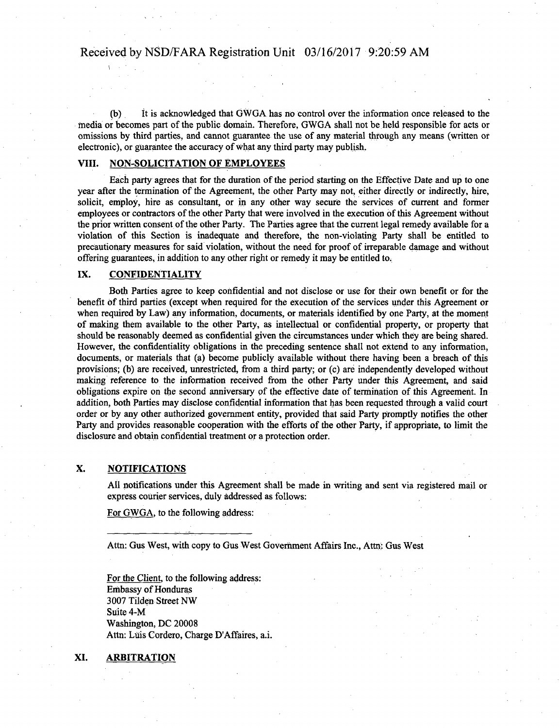(b) It is acknowledged that GWGA has no control over the information once released to the media or becomes part of the public domain. Therefore, GWGA shall not be held responsible for acts or omissions by third parties, and cannot guarantee the use of any material through any means (written or electronic), or guarantee the accuracy of what any third party may publish.

## VIII. NON-SOLICITATION OF EMPLOYEES

Each party agrees that for the duration of the period starting on the Effective Date and up to one year after the termination of the Agreement, the other Party may not, either directly or indirectly, hire, solicit, employ, hire as consultant, or in any other way secure the services of current and former employees or contractors of the other Party that were involved in the execution of this Agreement without the prior written consent of the other Party. The Parties agree that the current legal remedy available for a violation of this Section is inadequate and therefore, the non-violating Party shall be entitled to precautionary measures for said violation, without the need for proof of irreparable damage and without offering guarantees, in addition to any other right or remedy it may be entitled to.

## IX. CONFIDENTIALITY

Both Parties agree to keep confidential and not disclose or use for their own benefit or for the benefit of third parties (except when required for the execution of the services under this Agreement or when required by Law) any information, documents, or materials identified by one Party, at the moment of making them available to the other Party, as intellectual or confidential property, or property that should be reasonably deemed as confidential given the circumstances under which they are being shared. However, the confidentiality obligations in the preceding sentence shall not extend to any information, documents, or materials that (a) become publicly available without there having been a breach of this provisions; (b) are received, unrestricted, from a third party; or (c) are independently developed without making reference to the information received from the other Party under this Agreement, and said obligations expire on the second anniversary of the effective date of termination of this Agreement. In addition, both Parties may disclose confidential information that has been requested through a valid court order or by any other authorized government entity, provided that said Party promptly notifies the other Party and provides reasonable cooperation with the efforts of the other Party, if appropriate, to limit the disclosure and obtain confidential treatment or a protection order.

## X. NOTIFICATIONS

All notifications under this Agreement shall be made in writing and sent via registered mail or express courier services, duly addressed as follows:

For GWGA, to the following address:

\_\_\_\_\_\_\_\_\_\_\_\_\_\_\_\_\_\_\_\_\_\_\_\_\_\_\_\_

Attn: Gus West, with copy to Gus West Government Affairs Inc., Attn: Gus West

For the Client, to the following address:
Embassy of Honduras
3007 Tilden Street NW
Suite 4-M
Washington, DC 20008
Attn: Luis Cordero, Charge D'Affaires, a.i.

## XI. ARBITRATION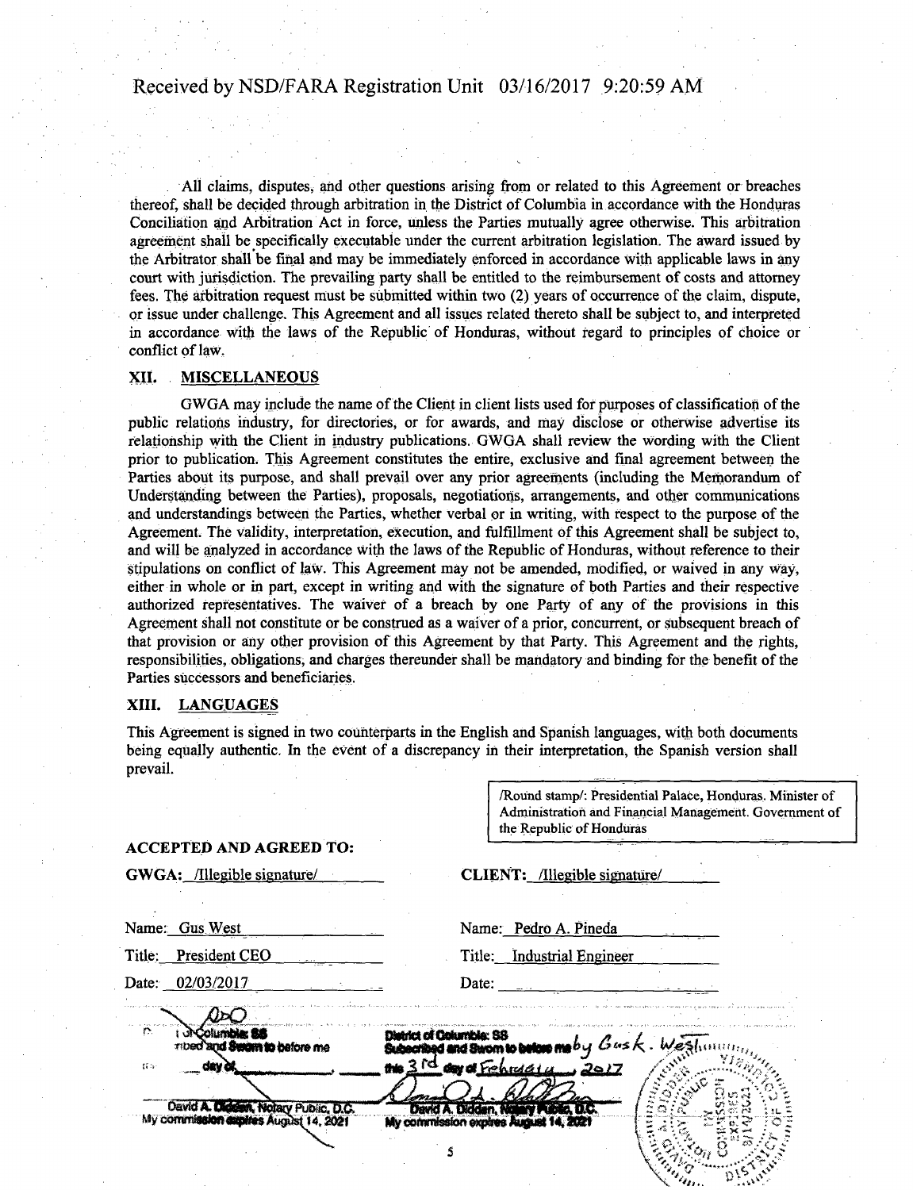All claims, disputes, and other questions arising from or related to this Agreement or breaches thereof, shall be decided through arbitration in the District of Columbia in accordance with the Honduras Conciliation and Arbitration Act in force, unless the Parties mutually agree otherwise. This arbitration agreement shall be specifically executable under the current arbitration legislation. The award issued by the Arbitrator shall be final and may be immediately enforced in accordance with applicable laws in any court with jurisdiction. The prevailing party shall be entitled to the reimbursement of costs and attorney fees. The arbitration request must be submitted within two (2) years of occurrence of the claim, dispute, or issue under challenge. This Agreement and all issues related thereto shall be subject to, and interpreted in accordance with the laws of the Republic of Honduras, without regard to principles of choice or conflict of law.

## XII. MISCELLANEOUS

GWGA may include the name of the Client in client lists used for purposes of classification of the public relations industry, for directories, or for awards, and may disclose or otherwise advertise its relationship with the Client in industry publications. GWGA shall review the wording with the Client prior to publication. This Agreement constitutes the entire, exclusive and final agreement between the Parties about its purpose, and shall prevail over any prior agreements (including the Memorandum of Understanding between the Parties), proposals, negotiations, arrangements, and other communications and understandings between the Parties, whether verbal or in writing, with respect to the purpose of the Agreement. The validity, interpretation, execution, and fulfillment of this Agreement shall be subject to, and will be analyzed in accordance with the laws of the Republic of Honduras, without reference to their stipulations on conflict of law. This Agreement may not be amended, modified, or waived in any way, either in whole or in part, except in writing and with the signature of both Parties and their respective authorized representatives. The waiver of a breach by one Party of any of the provisions in this Agreement shall not constitute or be construed as a waiver of a prior, concurrent, or subsequent breach of that provision or any other provision of this Agreement by that Party. This Agreement and the rights, responsibilities, obligations, and charges thereunder shall be mandatory and binding for the benefit of the Parties successors and beneficiaries.

## XIII. LANGUAGES

This Agreement is signed in two counterparts in the English and Spanish languages, with both documents being equally authentic. In the event of a discrepancy in their interpretation, the Spanish version shall prevail.

/Round stamp/: Presidential Palace, Honduras. Minister of Administration and Financial Management. Government of the Republic of Honduras

**ACCEPTED AND AGREED TO:**

| **GWGA:** /Illegible signature/ | **CLIENT:** /Illegible signature/ |
|---|---|
| Name: Gus West | Name: Pedro A. Pineda |
| Title: President CEO | Title: Industrial Engineer |
| Date: 02/03/2017 | Date: |

District of Columbia: SS
Subscribed and Sworn to before me
____ day of ____________, ____
David A. Didden, Notary Public, D.C.
My commission expires August 14, 2021

District of Columbia: SS
Subscribed and Sworn to before me by Gus K. West
this 3rd day of February, 2017
David A. Didden, Notary Public, D.C.
My commission expires August 14, 2021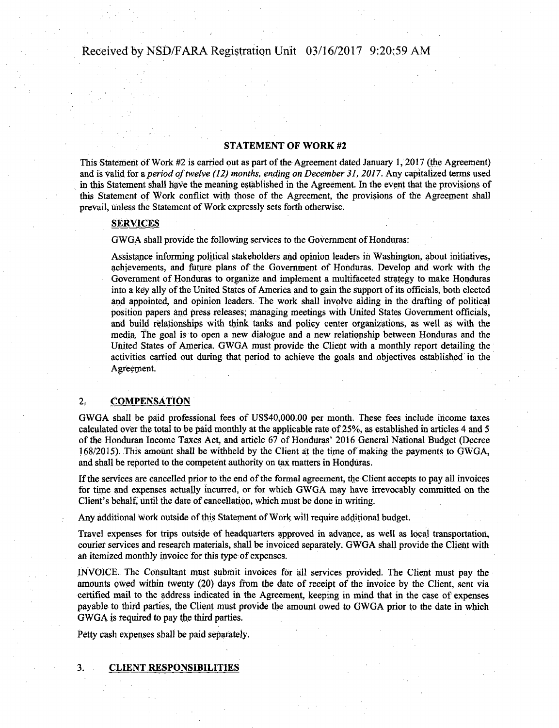## STATEMENT OF WORK #2

This Statement of Work #2 is carried out as part of the Agreement dated January 1, 2017 (the Agreement) and is valid for a *period of twelve (12) months, ending on December 31, 2017.* Any capitalized terms used in this Statement shall have the meaning established in the Agreement. In the event that the provisions of this Statement of Work conflict with those of the Agreement, the provisions of the Agreement shall prevail, unless the Statement of Work expressly sets forth otherwise.

### SERVICES

GWGA shall provide the following services to the Government of Honduras:

Assistance informing political stakeholders and opinion leaders in Washington, about initiatives, achievements, and future plans of the Government of Honduras. Develop and work with the Government of Honduras to organize and implement a multifaceted strategy to make Honduras into a key ally of the United States of America and to gain the support of its officials, both elected and appointed, and opinion leaders. The work shall involve aiding in the drafting of political position papers and press releases; managing meetings with United States Government officials, and build relationships with think tanks and policy center organizations, as well as with the media. The goal is to open a new dialogue and a new relationship between Honduras and the United States of America. GWGA must provide the Client with a monthly report detailing the activities carried out during that period to achieve the goals and objectives established in the Agreement.

### 2. COMPENSATION

GWGA shall be paid professional fees of US$40,000.00 per month. These fees include income taxes calculated over the total to be paid monthly at the applicable rate of 25%, as established in articles 4 and 5 of the Honduran Income Taxes Act, and article 67 of Honduras' 2016 General National Budget (Decree 168/2015). This amount shall be withheld by the Client at the time of making the payments to GWGA, and shall be reported to the competent authority on tax matters in Honduras.

If the services are cancelled prior to the end of the formal agreement, the Client accepts to pay all invoices for time and expenses actually incurred, or for which GWGA may have irrevocably committed on the Client's behalf, until the date of cancellation, which must be done in writing.

Any additional work outside of this Statement of Work will require additional budget.

Travel expenses for trips outside of headquarters approved in advance, as well as local transportation, courier services and research materials, shall be invoiced separately. GWGA shall provide the Client with an itemized monthly invoice for this type of expenses.

INVOICE. The Consultant must submit invoices for all services provided. The Client must pay the amounts owed within twenty (20) days from the date of receipt of the invoice by the Client, sent via certified mail to the address indicated in the Agreement, keeping in mind that in the case of expenses payable to third parties, the Client must provide the amount owed to GWGA prior to the date in which GWGA is required to pay the third parties.

Petty cash expenses shall be paid separately.

### 3. CLIENT RESPONSIBILITIES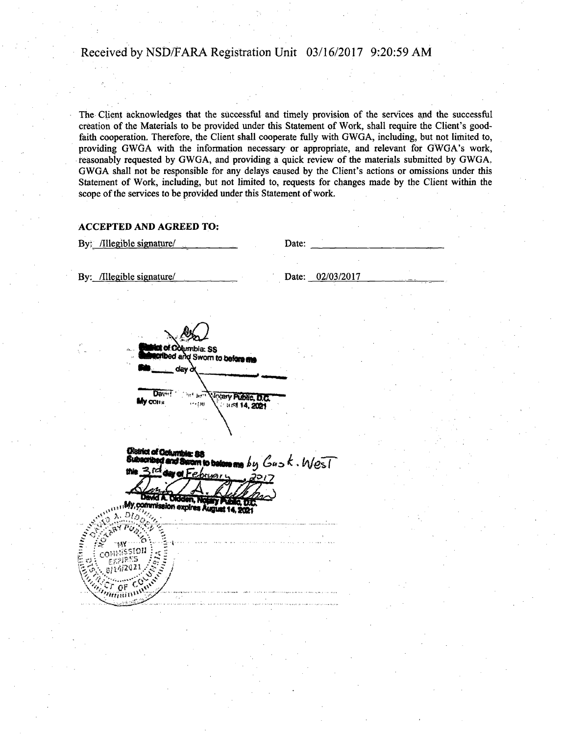Received by NSD/FARA Registration Unit 03/16/2017 9:20:59 AM

The Client acknowledges that the successful and timely provision of the services and the successful creation of the Materials to be provided under this Statement of Work, shall require the Client's good-faith cooperation. Therefore, the Client shall cooperate fully with GWGA, including, but not limited to, providing GWGA with the information necessary or appropriate, and relevant for GWGA's work, reasonably requested by GWGA, and providing a quick review of the materials submitted by GWGA. GWGA shall not be responsible for any delays caused by the Client's actions or omissions under this Statement of Work, including, but not limited to, requests for changes made by the Client within the scope of the services to be provided under this Statement of work.

**ACCEPTED AND AGREED TO:**

By: /Illegible signature/ Date: \_\_\_\_\_\_\_\_\_\_

By: /Illegible signature/ Date: 02/03/2017

District of Columbia: SS
Subscribed and Sworn to before me
this \_\_\_\_ day of \_\_\_\_\_\_\_\_\_\_,
David ... Notary Public, D.C.
My com... August 14, 2021

District of Columbia: SS
Subscribed and Sworn to before me by Gask. West
this 3rd day of February, 2017
David A. Didden, Notary Public, D.C.
My commission expires August 14, 2021

DAVID A. DIDDEN NOTARY PUBLIC MY COMMISSION EXPIRES 8/14/2021 DISTRICT OF COLUMBIA